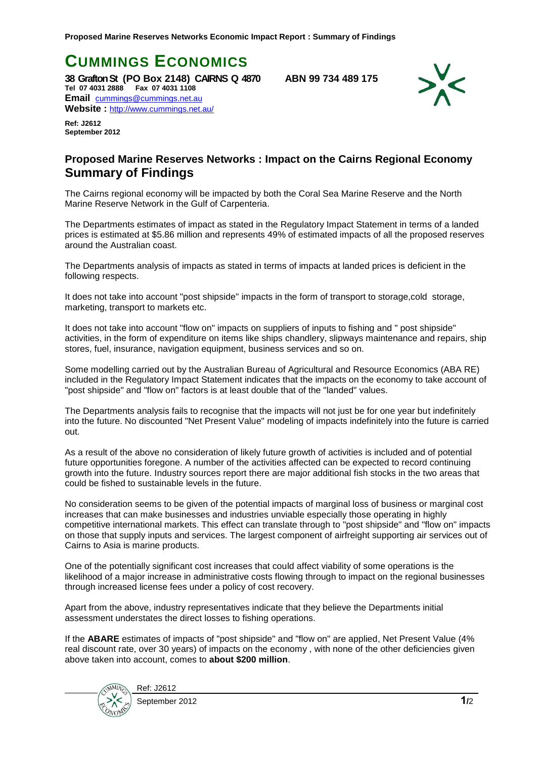# CUMMINGS ECONOMICS

**38 Grafton St (PO Box 2148) CAIRNS Q 4870 ABN 99 734 489 175**
**Tel 07 4031 2888 Fax 07 4031 1108**
**Email** cummings@cummings.net.au
**Website :** http://www.cummings.net.au/

**Ref: J2612**
**September 2012**

## Proposed Marine Reserves Networks : Impact on the Cairns Regional Economy
## Summary of Findings

The Cairns regional economy will be impacted by both the Coral Sea Marine Reserve and the North Marine Reserve Network in the Gulf of Carpenteria.

The Departments estimates of impact as stated in the Regulatory Impact Statement in terms of a landed prices is estimated at $5.86 million and represents 49% of estimated impacts of all the proposed reserves around the Australian coast.

The Departments analysis of impacts as stated in terms of impacts at landed prices is deficient in the following respects.

It does not take into account "post shipside" impacts in the form of transport to storage,cold storage, marketing, transport to markets etc.

It does not take into account "flow on" impacts on suppliers of inputs to fishing and " post shipside" activities, in the form of expenditure on items like ships chandlery, slipways maintenance and repairs, ship stores, fuel, insurance, navigation equipment, business services and so on.

Some modelling carried out by the Australian Bureau of Agricultural and Resource Economics (ABA RE) included in the Regulatory Impact Statement indicates that the impacts on the economy to take account of "post shipside" and "flow on" factors is at least double that of the "landed" values.

The Departments analysis fails to recognise that the impacts will not just be for one year but indefinitely into the future. No discounted "Net Present Value" modeling of impacts indefinitely into the future is carried out.

As a result of the above no consideration of likely future growth of activities is included and of potential future opportunities foregone. A number of the activities affected can be expected to record continuing growth into the future. Industry sources report there are major additional fish stocks in the two areas that could be fished to sustainable levels in the future.

No consideration seems to be given of the potential impacts of marginal loss of business or marginal cost increases that can make businesses and industries unviable especially those operating in highly competitive international markets. This effect can translate through to "post shipside" and "flow on" impacts on those that supply inputs and services. The largest component of airfreight supporting air services out of Cairns to Asia is marine products.

One of the potentially significant cost increases that could affect viability of some operations is the likelihood of a major increase in administrative costs flowing through to impact on the regional businesses through increased license fees under a policy of cost recovery.

Apart from the above, industry representatives indicate that they believe the Departments initial assessment understates the direct losses to fishing operations.

If the **ABARE** estimates of impacts of "post shipside" and "flow on" are applied, Net Present Value (4% real discount rate, over 30 years) of impacts on the economy , with none of the other deficiencies given above taken into account, comes to **about $200 million**.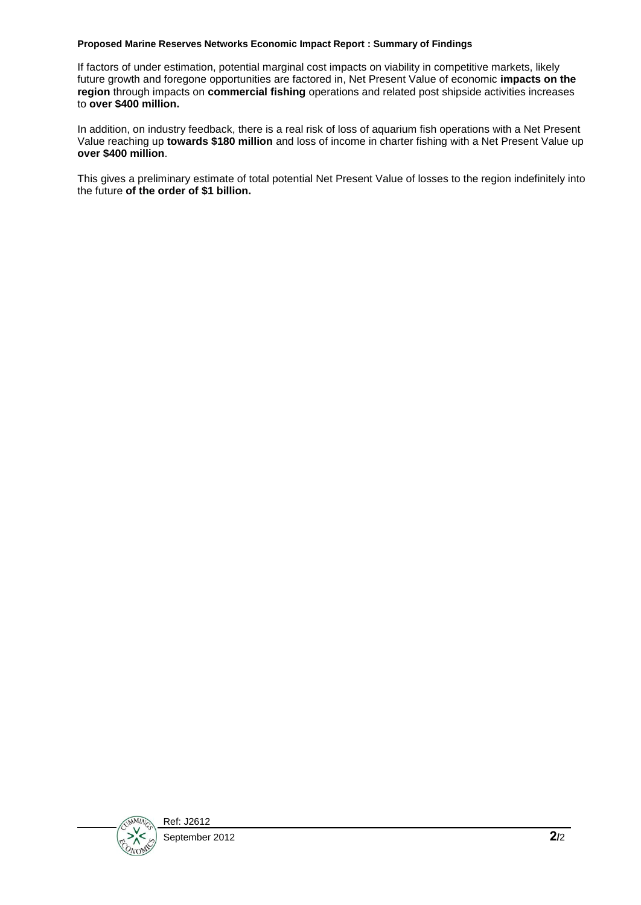**Proposed Marine Reserves Networks Economic Impact Report : Summary of Findings**

If factors of under estimation, potential marginal cost impacts on viability in competitive markets, likely future growth and foregone opportunities are factored in, Net Present Value of economic **impacts on the region** through impacts on **commercial fishing** operations and related post shipside activities increases to **over $400 million.**

In addition, on industry feedback, there is a real risk of loss of aquarium fish operations with a Net Present Value reaching up **towards $180 million** and loss of income in charter fishing with a Net Present Value up **over $400 million**.

This gives a preliminary estimate of total potential Net Present Value of losses to the region indefinitely into the future **of the order of $1 billion.**